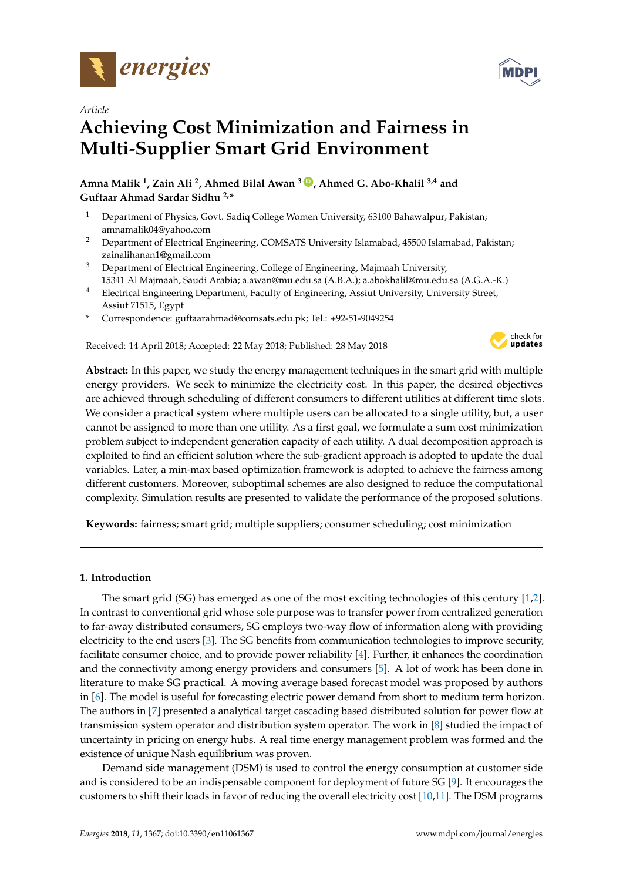*Article*

# Achieving Cost Minimization and Fairness in Multi-Supplier Smart Grid Environment

**Amna Malik [1], Zain Ali [2], Ahmed Bilal Awan [3], Ahmed G. Abo-Khalil [3,4] and Guftaar Ahmad Sardar Sidhu [2,*]**

[1] Department of Physics, Govt. Sadiq College Women University, 63100 Bahawalpur, Pakistan; amnamalik04@yahoo.com

[2] Department of Electrical Engineering, COMSATS University Islamabad, 45500 Islamabad, Pakistan; zainalihanan1@gmail.com

[3] Department of Electrical Engineering, College of Engineering, Majmaah University, 15341 Al Majmaah, Saudi Arabia; a.awan@mu.edu.sa (A.B.A.); a.abokhalil@mu.edu.sa (A.G.A.-K.)

[4] Electrical Engineering Department, Faculty of Engineering, Assiut University, University Street, Assiut 71515, Egypt

\* Correspondence: guftaarahmad@comsats.edu.pk; Tel.: +92-51-9049254

Received: 14 April 2018; Accepted: 22 May 2018; Published: 28 May 2018

**Abstract:** In this paper, we study the energy management techniques in the smart grid with multiple energy providers. We seek to minimize the electricity cost. In this paper, the desired objectives are achieved through scheduling of different consumers to different utilities at different time slots. We consider a practical system where multiple users can be allocated to a single utility, but, a user cannot be assigned to more than one utility. As a first goal, we formulate a sum cost minimization problem subject to independent generation capacity of each utility. A dual decomposition approach is exploited to find an efficient solution where the sub-gradient approach is adopted to update the dual variables. Later, a min-max based optimization framework is adopted to achieve the fairness among different customers. Moreover, suboptimal schemes are also designed to reduce the computational complexity. Simulation results are presented to validate the performance of the proposed solutions.

**Keywords:** fairness; smart grid; multiple suppliers; consumer scheduling; cost minimization

## 1. Introduction

The smart grid (SG) has emerged as one of the most exciting technologies of this century [1,2]. In contrast to conventional grid whose sole purpose was to transfer power from centralized generation to far-away distributed consumers, SG employs two-way flow of information along with providing electricity to the end users [3]. The SG benefits from communication technologies to improve security, facilitate consumer choice, and to provide power reliability [4]. Further, it enhances the coordination and the connectivity among energy providers and consumers [5]. A lot of work has been done in literature to make SG practical. A moving average based forecast model was proposed by authors in [6]. The model is useful for forecasting electric power demand from short to medium term horizon. The authors in [7] presented a analytical target cascading based distributed solution for power flow at transmission system operator and distribution system operator. The work in [8] studied the impact of uncertainty in pricing on energy hubs. A real time energy management problem was formed and the existence of unique Nash equilibrium was proven.

Demand side management (DSM) is used to control the energy consumption at customer side and is considered to be an indispensable component for deployment of future SG [9]. It encourages the customers to shift their loads in favor of reducing the overall electricity cost [10,11]. The DSM programs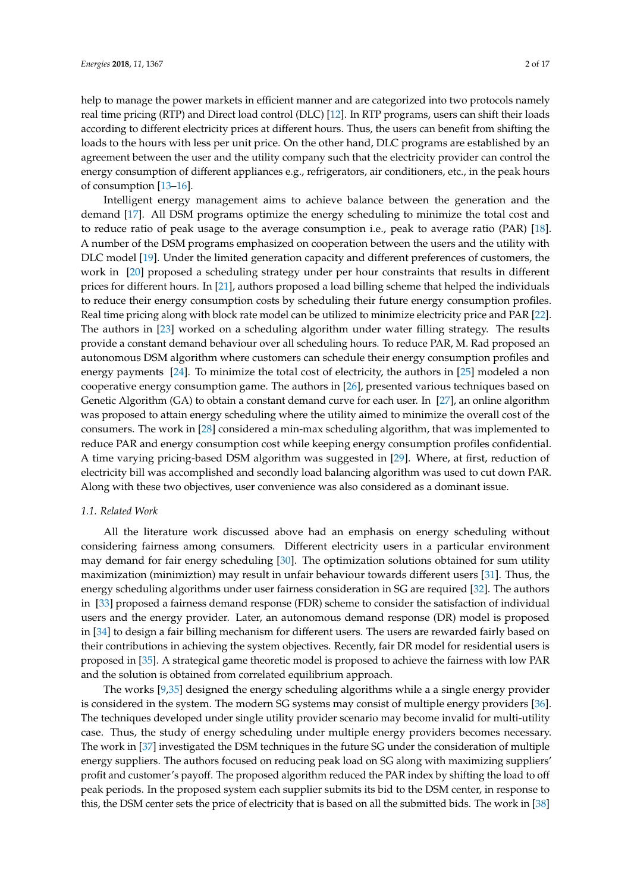help to manage the power markets in efficient manner and are categorized into two protocols namely real time pricing (RTP) and Direct load control (DLC) [12]. In RTP programs, users can shift their loads according to different electricity prices at different hours. Thus, the users can benefit from shifting the loads to the hours with less per unit price. On the other hand, DLC programs are established by an agreement between the user and the utility company such that the electricity provider can control the energy consumption of different appliances e.g., refrigerators, air conditioners, etc., in the peak hours of consumption [13–16].

Intelligent energy management aims to achieve balance between the generation and the demand [17]. All DSM programs optimize the energy scheduling to minimize the total cost and to reduce ratio of peak usage to the average consumption i.e., peak to average ratio (PAR) [18]. A number of the DSM programs emphasized on cooperation between the users and the utility with DLC model [19]. Under the limited generation capacity and different preferences of customers, the work in [20] proposed a scheduling strategy under per hour constraints that results in different prices for different hours. In [21], authors proposed a load billing scheme that helped the individuals to reduce their energy consumption costs by scheduling their future energy consumption profiles. Real time pricing along with block rate model can be utilized to minimize electricity price and PAR [22]. The authors in [23] worked on a scheduling algorithm under water filling strategy. The results provide a constant demand behaviour over all scheduling hours. To reduce PAR, M. Rad proposed an autonomous DSM algorithm where customers can schedule their energy consumption profiles and energy payments [24]. To minimize the total cost of electricity, the authors in [25] modeled a non cooperative energy consumption game. The authors in [26], presented various techniques based on Genetic Algorithm (GA) to obtain a constant demand curve for each user. In [27], an online algorithm was proposed to attain energy scheduling where the utility aimed to minimize the overall cost of the consumers. The work in [28] considered a min-max scheduling algorithm, that was implemented to reduce PAR and energy consumption cost while keeping energy consumption profiles confidential. A time varying pricing-based DSM algorithm was suggested in [29]. Where, at first, reduction of electricity bill was accomplished and secondly load balancing algorithm was used to cut down PAR. Along with these two objectives, user convenience was also considered as a dominant issue.

### 1.1. Related Work

All the literature work discussed above had an emphasis on energy scheduling without considering fairness among consumers. Different electricity users in a particular environment may demand for fair energy scheduling [30]. The optimization solutions obtained for sum utility maximization (minimiztion) may result in unfair behaviour towards different users [31]. Thus, the energy scheduling algorithms under user fairness consideration in SG are required [32]. The authors in [33] proposed a fairness demand response (FDR) scheme to consider the satisfaction of individual users and the energy provider. Later, an autonomous demand response (DR) model is proposed in [34] to design a fair billing mechanism for different users. The users are rewarded fairly based on their contributions in achieving the system objectives. Recently, fair DR model for residential users is proposed in [35]. A strategical game theoretic model is proposed to achieve the fairness with low PAR and the solution is obtained from correlated equilibrium approach.

The works [9,35] designed the energy scheduling algorithms while a a single energy provider is considered in the system. The modern SG systems may consist of multiple energy providers [36]. The techniques developed under single utility provider scenario may become invalid for multi-utility case. Thus, the study of energy scheduling under multiple energy providers becomes necessary. The work in [37] investigated the DSM techniques in the future SG under the consideration of multiple energy suppliers. The authors focused on reducing peak load on SG along with maximizing suppliers' profit and customer's payoff. The proposed algorithm reduced the PAR index by shifting the load to off peak periods. In the proposed system each supplier submits its bid to the DSM center, in response to this, the DSM center sets the price of electricity that is based on all the submitted bids. The work in [38]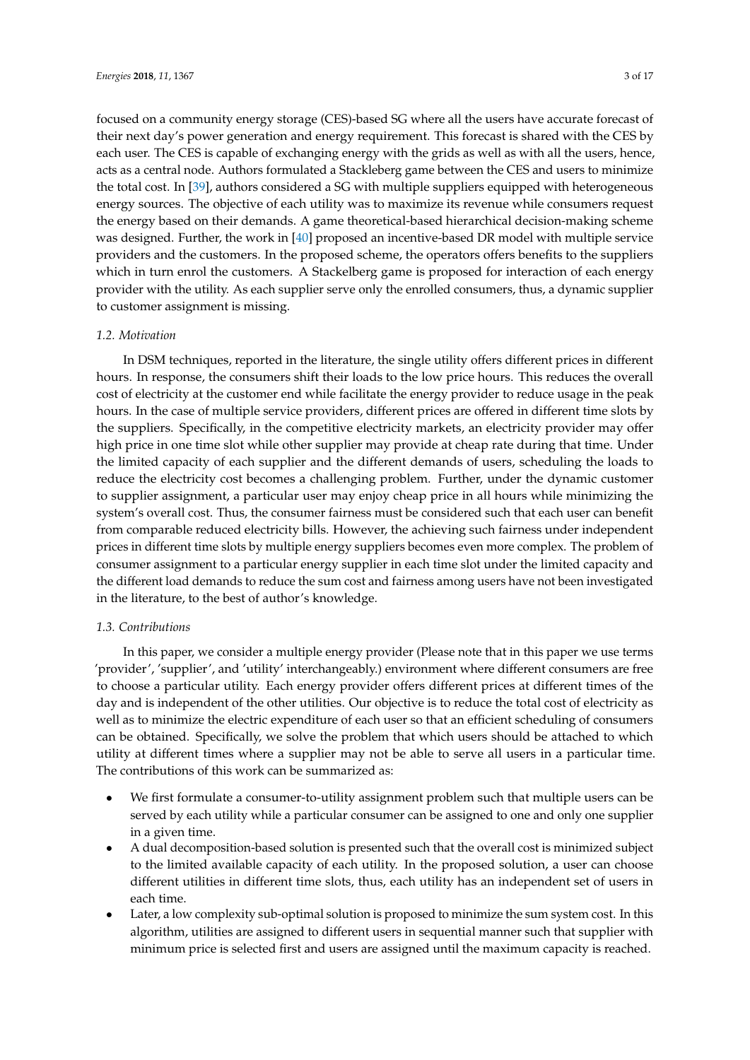focused on a community energy storage (CES)-based SG where all the users have accurate forecast of their next day's power generation and energy requirement. This forecast is shared with the CES by each user. The CES is capable of exchanging energy with the grids as well as with all the users, hence, acts as a central node. Authors formulated a Stackleberg game between the CES and users to minimize the total cost. In [39], authors considered a SG with multiple suppliers equipped with heterogeneous energy sources. The objective of each utility was to maximize its revenue while consumers request the energy based on their demands. A game theoretical-based hierarchical decision-making scheme was designed. Further, the work in [40] proposed an incentive-based DR model with multiple service providers and the customers. In the proposed scheme, the operators offers benefits to the suppliers which in turn enrol the customers. A Stackelberg game is proposed for interaction of each energy provider with the utility. As each supplier serve only the enrolled consumers, thus, a dynamic supplier to customer assignment is missing.

### *1.2. Motivation*

In DSM techniques, reported in the literature, the single utility offers different prices in different hours. In response, the consumers shift their loads to the low price hours. This reduces the overall cost of electricity at the customer end while facilitate the energy provider to reduce usage in the peak hours. In the case of multiple service providers, different prices are offered in different time slots by the suppliers. Specifically, in the competitive electricity markets, an electricity provider may offer high price in one time slot while other supplier may provide at cheap rate during that time. Under the limited capacity of each supplier and the different demands of users, scheduling the loads to reduce the electricity cost becomes a challenging problem. Further, under the dynamic customer to supplier assignment, a particular user may enjoy cheap price in all hours while minimizing the system's overall cost. Thus, the consumer fairness must be considered such that each user can benefit from comparable reduced electricity bills. However, the achieving such fairness under independent prices in different time slots by multiple energy suppliers becomes even more complex. The problem of consumer assignment to a particular energy supplier in each time slot under the limited capacity and the different load demands to reduce the sum cost and fairness among users have not been investigated in the literature, to the best of author's knowledge.

### *1.3. Contributions*

In this paper, we consider a multiple energy provider (Please note that in this paper we use terms 'provider', 'supplier', and 'utility' interchangeably.) environment where different consumers are free to choose a particular utility. Each energy provider offers different prices at different times of the day and is independent of the other utilities. Our objective is to reduce the total cost of electricity as well as to minimize the electric expenditure of each user so that an efficient scheduling of consumers can be obtained. Specifically, we solve the problem that which users should be attached to which utility at different times where a supplier may not be able to serve all users in a particular time. The contributions of this work can be summarized as:

- We first formulate a consumer-to-utility assignment problem such that multiple users can be served by each utility while a particular consumer can be assigned to one and only one supplier in a given time.
- A dual decomposition-based solution is presented such that the overall cost is minimized subject to the limited available capacity of each utility. In the proposed solution, a user can choose different utilities in different time slots, thus, each utility has an independent set of users in each time.
- Later, a low complexity sub-optimal solution is proposed to minimize the sum system cost. In this algorithm, utilities are assigned to different users in sequential manner such that supplier with minimum price is selected first and users are assigned until the maximum capacity is reached.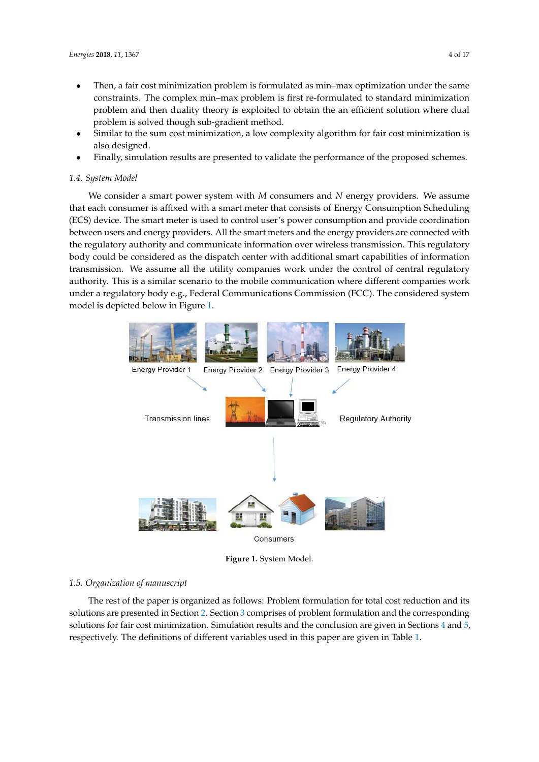- Then, a fair cost minimization problem is formulated as min–max optimization under the same constraints. The complex min–max problem is first re-formulated to standard minimization problem and then duality theory is exploited to obtain the an efficient solution where dual problem is solved though sub-gradient method.
- Similar to the sum cost minimization, a low complexity algorithm for fair cost minimization is also designed.
- Finally, simulation results are presented to validate the performance of the proposed schemes.

### 1.4. System Model

We consider a smart power system with $M$ consumers and $N$ energy providers. We assume that each consumer is affixed with a smart meter that consists of Energy Consumption Scheduling (ECS) device. The smart meter is used to control user's power consumption and provide coordination between users and energy providers. All the smart meters and the energy providers are connected with the regulatory authority and communicate information over wireless transmission. This regulatory body could be considered as the dispatch center with additional smart capabilities of information transmission. We assume all the utility companies work under the control of central regulatory authority. This is a similar scenario to the mobile communication where different companies work under a regulatory body e.g., Federal Communications Commission (FCC). The considered system model is depicted below in Figure 1.

Energy Provider 1 Energy Provider 2 Energy Provider 3 Energy Provider 4

Transmission lines Regulatory Authority

Consumers

**Figure 1.** System Model.

### 1.5. Organization of manuscript

The rest of the paper is organized as follows: Problem formulation for total cost reduction and its solutions are presented in Section 2. Section 3 comprises of problem formulation and the corresponding solutions for fair cost minimization. Simulation results and the conclusion are given in Sections 4 and 5, respectively. The definitions of different variables used in this paper are given in Table 1.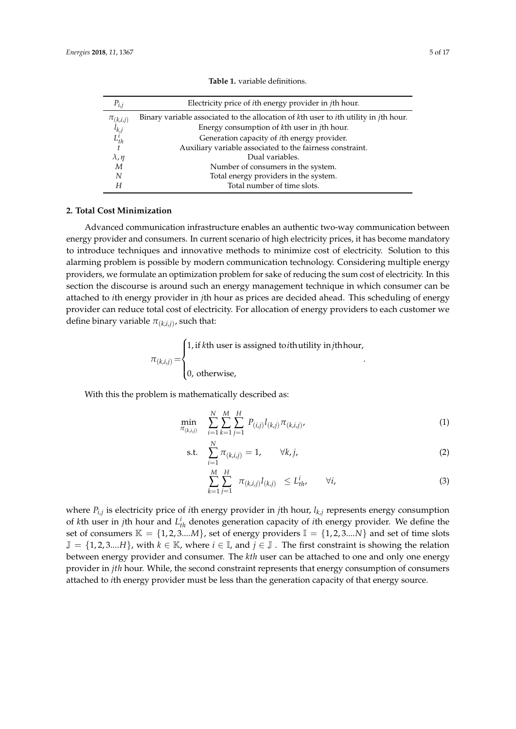**Table 1.** variable definitions.

| | |
|---|---|
| $P_{i,j}$ | Electricity price of $i$th energy provider in $j$th hour. |
| $\pi_{(k,i,j)}$ | Binary variable associated to the allocation of $k$th user to $i$th utility in $j$th hour. |
| $l_{k,j}$ | Energy consumption of $k$th user in $j$th hour. |
| $L^i_{th}$ | Generation capacity of $i$th energy provider. |
| $t$ | Auxiliary variable associated to the fairness constraint. |
| $\lambda, \eta$ | Dual variables. |
| $M$ | Number of consumers in the system. |
| $N$ | Total energy providers in the system. |
| $H$ | Total number of time slots. |

## 2. Total Cost Minimization

Advanced communication infrastructure enables an authentic two-way communication between energy provider and consumers. In current scenario of high electricity prices, it has become mandatory to introduce techniques and innovative methods to minimize cost of electricity. Solution to this alarming problem is possible by modern communication technology. Considering multiple energy providers, we formulate an optimization problem for sake of reducing the sum cost of electricity. In this section the discourse is around such an energy management technique in which consumer can be attached to $i$th energy provider in $j$th hour as prices are decided ahead. This scheduling of energy provider can reduce total cost of electricity. For allocation of energy providers to each customer we define binary variable $\pi_{(k,i,j)}$, such that:

$$\pi_{(k,i,j)} = \begin{cases} 1, \text{if } k\text{th user is assigned to } i\text{th utility in } j\text{th hour,} \\ \\ 0, \text{ otherwise,} \end{cases}.$$

With this the problem is mathematically described as:

$$\min_{\pi_{(k,i,j)}} \quad \sum_{i=1}^{N}\sum_{k=1}^{M}\sum_{j=1}^{H} P_{(i,j)} l_{(k,j)} \pi_{(k,i,j)}, \tag{1}$$

$$\text{s.t.} \quad \sum_{i=1}^{N} \pi_{(k,i,j)} = 1, \qquad \forall k, j, \tag{2}$$

$$\sum_{k=1}^{M}\sum_{j=1}^{H} \pi_{(k,i,j)} l_{(k,j)} \leq L^i_{th}, \qquad \forall i, \tag{3}$$

where $P_{i,j}$ is electricity price of $i$th energy provider in $j$th hour, $l_{k,j}$ represents energy consumption of $k$th user in $j$th hour and $L^i_{th}$ denotes generation capacity of $i$th energy provider. We define the set of consumers $\mathbb{K} = \{1, 2, 3....M\}$, set of energy providers $\mathbb{I} = \{1, 2, 3....N\}$ and set of time slots $\mathbb{J} = \{1, 2, 3....H\}$, with $k \in \mathbb{K}$, where $i \in \mathbb{I}$, and $j \in \mathbb{J}$ . The first constraint is showing the relation between energy provider and consumer. The $kth$ user can be attached to one and only one energy provider in $jth$ hour. While, the second constraint represents that energy consumption of consumers attached to $i$th energy provider must be less than the generation capacity of that energy source.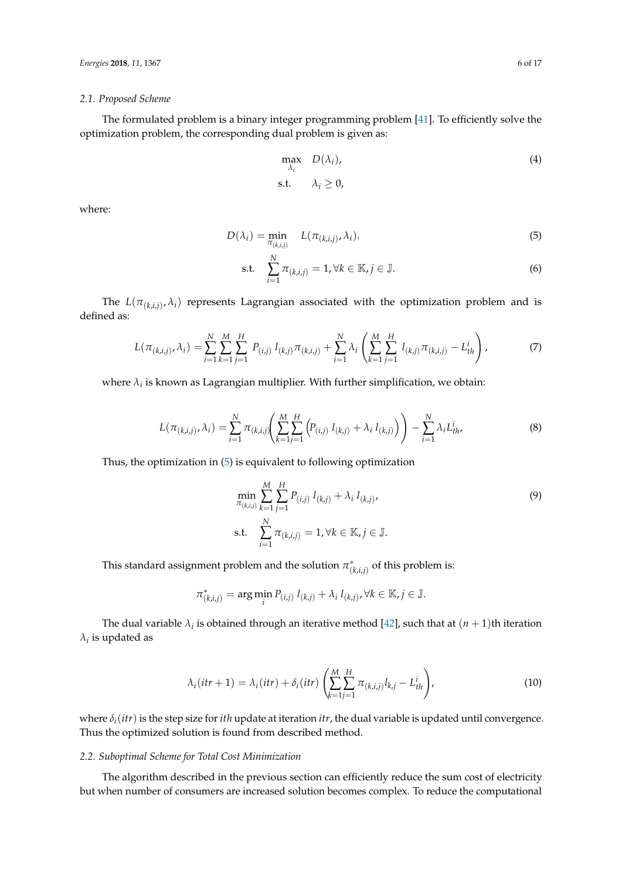### 2.1. Proposed Scheme

The formulated problem is a binary integer programming problem [41]. To efficiently solve the optimization problem, the corresponding dual problem is given as:

$$
\begin{aligned}
\max_{\lambda_i} \quad & D(\lambda_i), \\
\text{s.t.} \quad & \lambda_i \geq 0,
\end{aligned} \tag{4}
$$

where:

$$
D(\lambda_i) = \min_{\pi_{(k,i,j)}} \quad L(\pi_{(k,i,j)}, \lambda_i). \tag{5}
$$

$$
\text{s.t.} \quad \sum_{i=1}^{N} \pi_{(k,i,j)} = 1, \forall k \in \mathbb{K}, j \in \mathbb{J}. \tag{6}
$$

The $L(\pi_{(k,i,j)}, \lambda_i)$ represents Lagrangian associated with the optimization problem and is defined as:

$$
L(\pi_{(k,i,j)}, \lambda_i) = \sum_{i=1}^{N} \sum_{k=1}^{M} \sum_{j=1}^{H} P_{(i,j)} \, l_{(k,j)} \pi_{(k,i,j)} + \sum_{i=1}^{N} \lambda_i \left( \sum_{k=1}^{M} \sum_{j=1}^{H} l_{(k,j)} \pi_{(k,i,j)} - L_{th}^{i} \right), \tag{7}
$$

where $\lambda_i$ is known as Lagrangian multiplier. With further simplification, we obtain:

$$
L(\pi_{(k,i,j)}, \lambda_i) = \sum_{i=1}^{N} \pi_{(k,i,j)} \left( \sum_{k=1}^{M} \sum_{j=1}^{H} \left( P_{(i,j)} \, l_{(k,j)} + \lambda_i \, l_{(k,j)} \right) \right) - \sum_{i=1}^{N} \lambda_i L_{th}^{i}, \tag{8}
$$

Thus, the optimization in (5) is equivalent to following optimization

$$
\begin{aligned}
\min_{\pi_{(k,i,j)}} & \sum_{k=1}^{M} \sum_{j=1}^{H} P_{(i,j)} \, l_{(k,j)} + \lambda_i \, l_{(k,j)}, \\
\text{s.t.} \quad & \sum_{i=1}^{N} \pi_{(k,i,j)} = 1, \forall k \in \mathbb{K}, j \in \mathbb{J}.
\end{aligned} \tag{9}
$$

This standard assignment problem and the solution $\pi^{*}_{(k,i,j)}$ of this problem is:

$$
\pi^{*}_{(k,i,j)} = \arg\min_{i} P_{(i,j)} \, l_{(k,j)} + \lambda_i \, l_{(k,j)}, \forall k \in \mathbb{K}, j \in \mathbb{J}.
$$

The dual variable $\lambda_i$ is obtained through an iterative method [42], such that at $(n+1)$th iteration $\lambda_i$ is updated as

$$
\lambda_i(itr+1) = \lambda_i(itr) + \delta_i(itr) \left( \sum_{k=1}^{M} \sum_{j=1}^{H} \pi_{(k,i,j)} l_{k,j} - L_{th}^{i} \right), \tag{10}
$$

where $\delta_i(itr)$ is the step size for *ith* update at iteration *itr*, the dual variable is updated until convergence. Thus the optimized solution is found from described method.

### 2.2. Suboptimal Scheme for Total Cost Minimization

The algorithm described in the previous section can efficiently reduce the sum cost of electricity but when number of consumers are increased solution becomes complex. To reduce the computational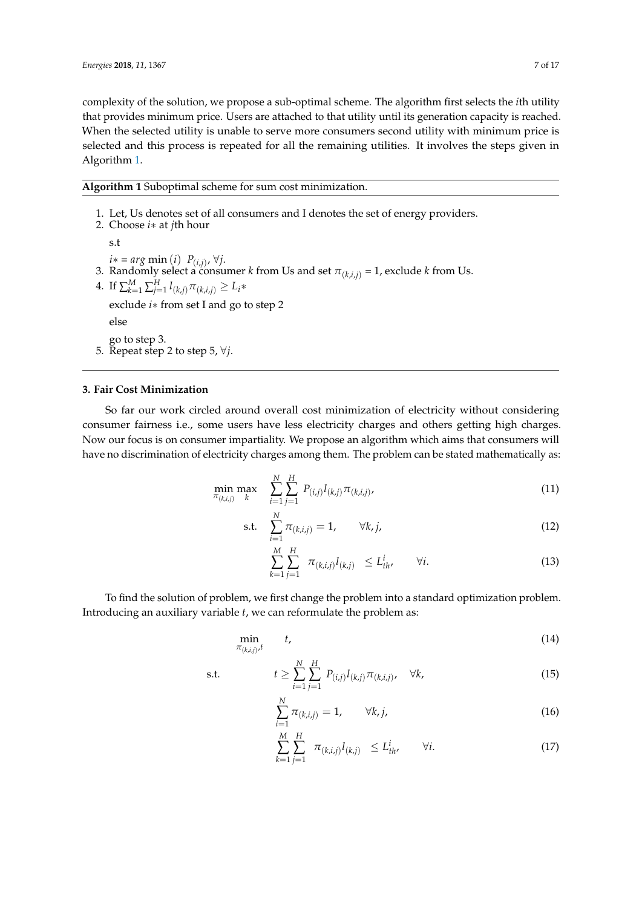complexity of the solution, we propose a sub-optimal scheme. The algorithm first selects the $i$th utility that provides minimum price. Users are attached to that utility until its generation capacity is reached. When the selected utility is unable to serve more consumers second utility with minimum price is selected and this process is repeated for all the remaining utilities. It involves the steps given in Algorithm 1.

---

**Algorithm 1** Suboptimal scheme for sum cost minimization.

---

1. Let, Us denotes set of all consumers and I denotes the set of energy providers.
2. Choose $i*$ at $j$th hour

   s.t

   $i* = arg \min (i) \;\; P_{(i,j)}, \forall j.$
3. Randomly select a consumer $k$ from Us and set $\pi_{(k,i,j)} = 1$, exclude $k$ from Us.
4. If $\sum_{k=1}^{M} \sum_{j=1}^{H} l_{(k,j)} \pi_{(k,i,j)} \geq L_{i}*$

   exclude $i*$ from set I and go to step 2

   else

   go to step 3.
5. Repeat step 2 to step 5, $\forall j$.

---

### 3. Fair Cost Minimization

So far our work circled around overall cost minimization of electricity without considering consumer fairness i.e., some users have less electricity charges and others getting high charges. Now our focus is on consumer impartiality. We propose an algorithm which aims that consumers will have no discrimination of electricity charges among them. The problem can be stated mathematically as:

$$\min_{\pi_{(k,i,j)}} \max_{k} \quad \sum_{i=1}^{N} \sum_{j=1}^{H} P_{(i,j)} l_{(k,j)} \pi_{(k,i,j)}, \tag{11}$$

$$\text{s.t.} \quad \sum_{i=1}^{N} \pi_{(k,i,j)} = 1, \qquad \forall k, j, \tag{12}$$

$$\sum_{k=1}^{M} \sum_{j=1}^{H} \pi_{(k,i,j)} l_{(k,j)} \leq L_{th}^{i}, \qquad \forall i. \tag{13}$$

To find the solution of problem, we first change the problem into a standard optimization problem. Introducing an auxiliary variable $t$, we can reformulate the problem as:

$$\min_{\pi_{(k,i,j)}, t} \qquad t, \tag{14}$$

$$\text{s.t.} \qquad t \geq \sum_{i=1}^{N} \sum_{j=1}^{H} P_{(i,j)} l_{(k,j)} \pi_{(k,i,j)}, \quad \forall k, \tag{15}$$

$$\sum_{i=1}^{N} \pi_{(k,i,j)} = 1, \qquad \forall k, j, \tag{16}$$

$$\sum_{k=1}^{M} \sum_{j=1}^{H} \pi_{(k,i,j)} l_{(k,j)} \leq L_{th}^{i}, \qquad \forall i. \tag{17}$$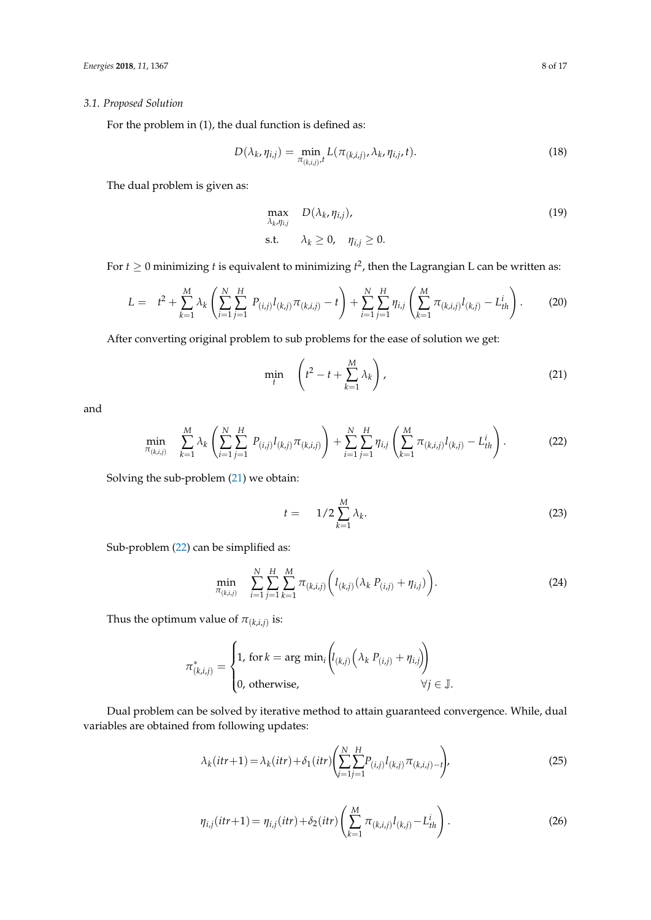### 3.1. Proposed Solution

For the problem in (1), the dual function is defined as:

$$D(\lambda_k, \eta_{i,j}) = \min_{\pi_{(k,i,j)}, t} L(\pi_{(k,i,j)}, \lambda_k, \eta_{i,j}, t). \tag{18}$$

The dual problem is given as:

$$\begin{aligned} \max_{\lambda_k, \eta_{i,j}} \quad & D(\lambda_k, \eta_{i,j}), \\ \text{s.t.} \quad & \lambda_k \geq 0, \quad \eta_{i,j} \geq 0. \end{aligned} \tag{19}$$

For $t \geq 0$ minimizing $t$ is equivalent to minimizing $t^2$, then the Lagrangian L can be written as:

$$L = \quad t^2 + \sum_{k=1}^{M} \lambda_k \left( \sum_{i=1}^{N} \sum_{j=1}^{H} P_{(i,j)} l_{(k,j)} \pi_{(k,i,j)} - t \right) + \sum_{i=1}^{N} \sum_{j=1}^{H} \eta_{i,j} \left( \sum_{k=1}^{M} \pi_{(k,i,j)} l_{(k,j)} - L_{th}^{i} \right). \tag{20}$$

After converting original problem to sub problems for the ease of solution we get:

$$\min_{t} \quad \left( t^2 - t + \sum_{k=1}^{M} \lambda_k \right), \tag{21}$$

and

$$\min_{\pi_{(k,i,j)}} \quad \sum_{k=1}^{M} \lambda_k \left( \sum_{i=1}^{N} \sum_{j=1}^{H} P_{(i,j)} l_{(k,j)} \pi_{(k,i,j)} \right) + \sum_{i=1}^{N} \sum_{j=1}^{H} \eta_{i,j} \left( \sum_{k=1}^{M} \pi_{(k,i,j)} l_{(k,j)} - L_{th}^{i} \right). \tag{22}$$

Solving the sub-problem (21) we obtain:

$$t = \quad 1/2 \sum_{k=1}^{M} \lambda_k. \tag{23}$$

Sub-problem (22) can be simplified as:

$$\min_{\pi_{(k,i,j)}} \quad \sum_{i=1}^{N} \sum_{j=1}^{H} \sum_{k=1}^{M} \pi_{(k,i,j)} \Big( l_{(k,j)} (\lambda_k \, P_{(i,j)} + \eta_{i,j}) \Big). \tag{24}$$

Thus the optimum value of $\pi_{(k,i,j)}$ is:

$$\pi^{*}_{(k,i,j)} = \begin{cases} 1, \text{ for } k = \arg\, \min_i \left( l_{(k,j)} \Big( \lambda_k \, P_{(i,j)} + \eta_{i,j} \Big) \right) \\ 0, \text{ otherwise}, \qquad\qquad\qquad\qquad\qquad\qquad \forall j \in \mathbb{J}. \end{cases}$$

Dual problem can be solved by iterative method to attain guaranteed convergence. While, dual variables are obtained from following updates:

$$\lambda_k(itr+1) = \lambda_k(itr) + \delta_1(itr) \left( \sum_{i=1}^{N} \sum_{j=1}^{H} P_{(i,j)} l_{(k,j)} \pi_{(k,i,j)-t} \right), \tag{25}$$

$$\eta_{i,j}(itr+1) = \eta_{i,j}(itr) + \delta_2(itr) \left( \sum_{k=1}^{M} \pi_{(k,i,j)} l_{(k,j)} - L_{th}^{i} \right). \tag{26}$$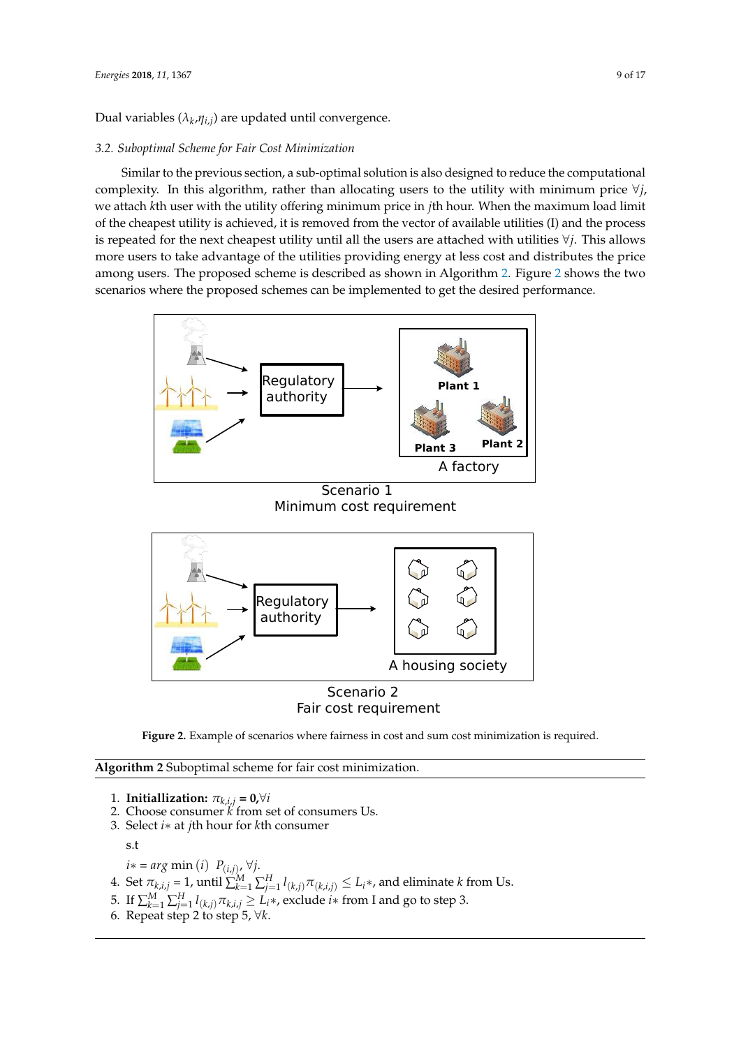Dual variables ($\lambda_k$,$\eta_{i,j}$) are updated until convergence.

### 3.2. Suboptimal Scheme for Fair Cost Minimization

Similar to the previous section, a sub-optimal solution is also designed to reduce the computational complexity. In this algorithm, rather than allocating users to the utility with minimum price $\forall j$, we attach $k$th user with the utility offering minimum price in $j$th hour. When the maximum load limit of the cheapest utility is achieved, it is removed from the vector of available utilities (I) and the process is repeated for the next cheapest utility until all the users are attached with utilities $\forall j$. This allows more users to take advantage of the utilities providing energy at less cost and distributes the price among users. The proposed scheme is described as shown in Algorithm 2. Figure 2 shows the two scenarios where the proposed schemes can be implemented to get the desired performance.

**Figure 2.** Example of scenarios where fairness in cost and sum cost minimization is required.

**Algorithm 2** Suboptimal scheme for fair cost minimization.

1. **Initiallization:** $\pi_{k,i,j}$ **= 0**,$\forall i$
2. Choose consumer $k$ from set of consumers Us.
3. Select $i*$ at $j$th hour for $k$th consumer

   s.t

   $i* = arg\ min\ (i)\ \ P_{(i,j)}, \forall j.$
4. Set $\pi_{k,i,j} = 1$, until $\sum_{k=1}^{M} \sum_{j=1}^{H} l_{(k,j)} \pi_{(k,i,j)} \leq L_i*$, and eliminate $k$ from Us.
5. If $\sum_{k=1}^{M} \sum_{j=1}^{H} l_{(k,j)} \pi_{k,i,j} \geq L_i*$, exclude $i*$ from I and go to step 3.
6. Repeat step 2 to step 5, $\forall k$.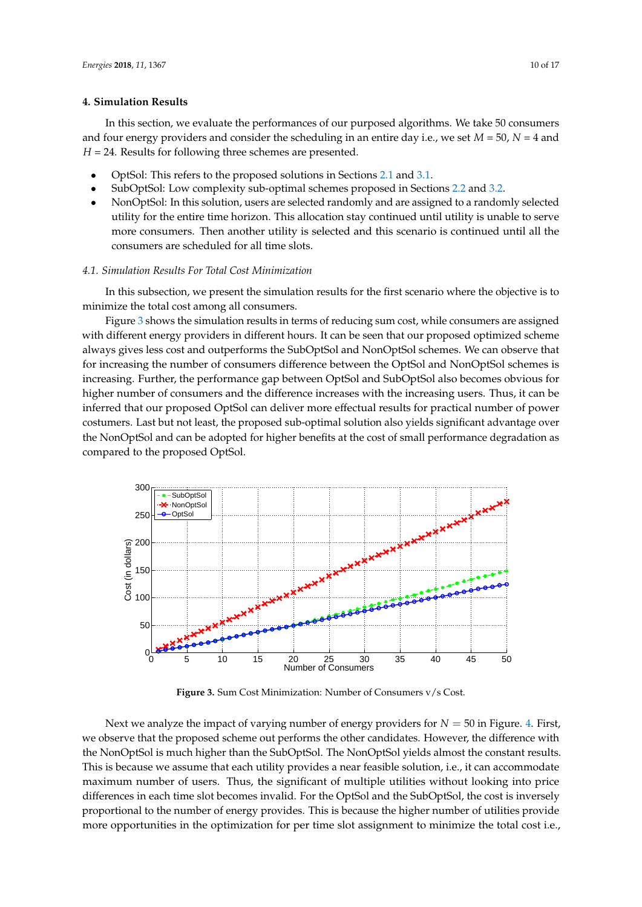## 4. Simulation Results

In this section, we evaluate the performances of our purposed algorithms. We take 50 consumers and four energy providers and consider the scheduling in an entire day i.e., we set $M = 50$, $N = 4$ and $H = 24$. Results for following three schemes are presented.

- OptSol: This refers to the proposed solutions in Sections 2.1 and 3.1.
- SubOptSol: Low complexity sub-optimal schemes proposed in Sections 2.2 and 3.2.
- NonOptSol: In this solution, users are selected randomly and are assigned to a randomly selected utility for the entire time horizon. This allocation stay continued until utility is unable to serve more consumers. Then another utility is selected and this scenario is continued until all the consumers are scheduled for all time slots.

### *4.1. Simulation Results For Total Cost Minimization*

In this subsection, we present the simulation results for the first scenario where the objective is to minimize the total cost among all consumers.

Figure 3 shows the simulation results in terms of reducing sum cost, while consumers are assigned with different energy providers in different hours. It can be seen that our proposed optimized scheme always gives less cost and outperforms the SubOptSol and NonOptSol schemes. We can observe that for increasing the number of consumers difference between the OptSol and NonOptSol schemes is increasing. Further, the performance gap between OptSol and SubOptSol also becomes obvious for higher number of consumers and the difference increases with the increasing users. Thus, it can be inferred that our proposed OptSol can deliver more effectual results for practical number of power costumers. Last but not least, the proposed sub-optimal solution also yields significant advantage over the NonOptSol and can be adopted for higher benefits at the cost of small performance degradation as compared to the proposed OptSol.

**Figure 3.** Sum Cost Minimization: Number of Consumers v/s Cost.

Next we analyze the impact of varying number of energy providers for $N = 50$ in Figure. 4. First, we observe that the proposed scheme out performs the other candidates. However, the difference with the NonOptSol is much higher than the SubOptSol. The NonOptSol yields almost the constant results. This is because we assume that each utility provides a near feasible solution, i.e., it can accommodate maximum number of users. Thus, the significant of multiple utilities without looking into price differences in each time slot becomes invalid. For the OptSol and the SubOptSol, the cost is inversely proportional to the number of energy provides. This is because the higher number of utilities provide more opportunities in the optimization for per time slot assignment to minimize the total cost i.e.,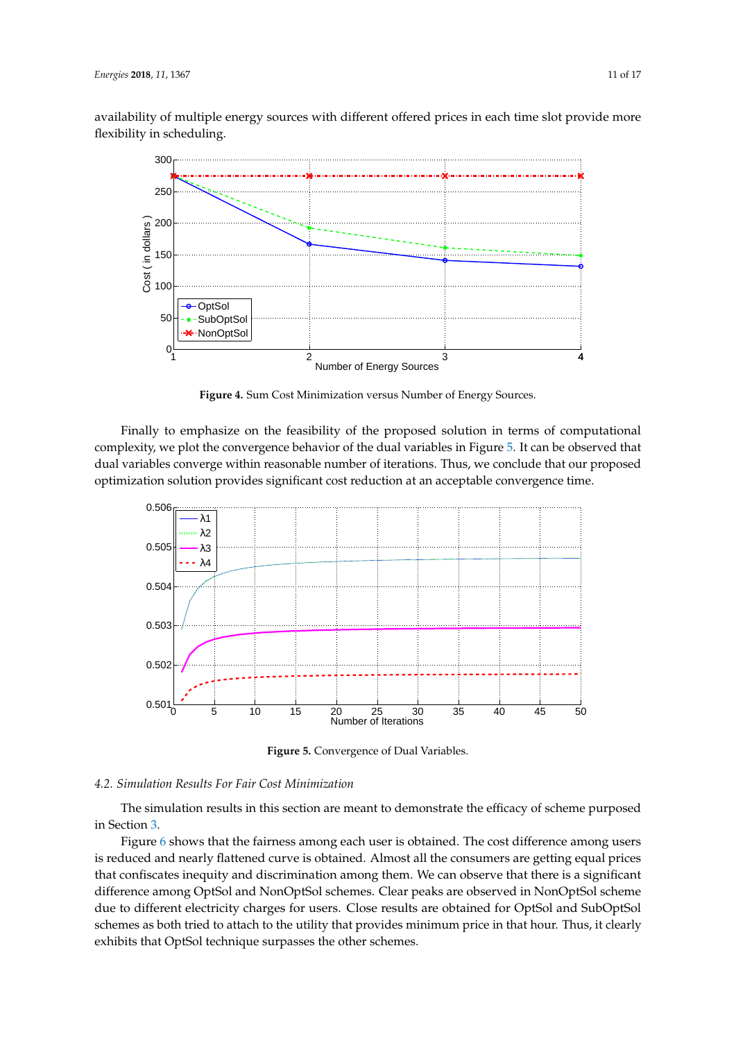availability of multiple energy sources with different offered prices in each time slot provide more flexibility in scheduling.

**Figure 4.** Sum Cost Minimization versus Number of Energy Sources.

Finally to emphasize on the feasibility of the proposed solution in terms of computational complexity, we plot the convergence behavior of the dual variables in Figure 5. It can be observed that dual variables converge within reasonable number of iterations. Thus, we conclude that our proposed optimization solution provides significant cost reduction at an acceptable convergence time.

**Figure 5.** Convergence of Dual Variables.

### 4.2. Simulation Results For Fair Cost Minimization

The simulation results in this section are meant to demonstrate the efficacy of scheme purposed in Section 3.

Figure 6 shows that the fairness among each user is obtained. The cost difference among users is reduced and nearly flattened curve is obtained. Almost all the consumers are getting equal prices that confiscates inequity and discrimination among them. We can observe that there is a significant difference among OptSol and NonOptSol schemes. Clear peaks are observed in NonOptSol scheme due to different electricity charges for users. Close results are obtained for OptSol and SubOptSol schemes as both tried to attach to the utility that provides minimum price in that hour. Thus, it clearly exhibits that OptSol technique surpasses the other schemes.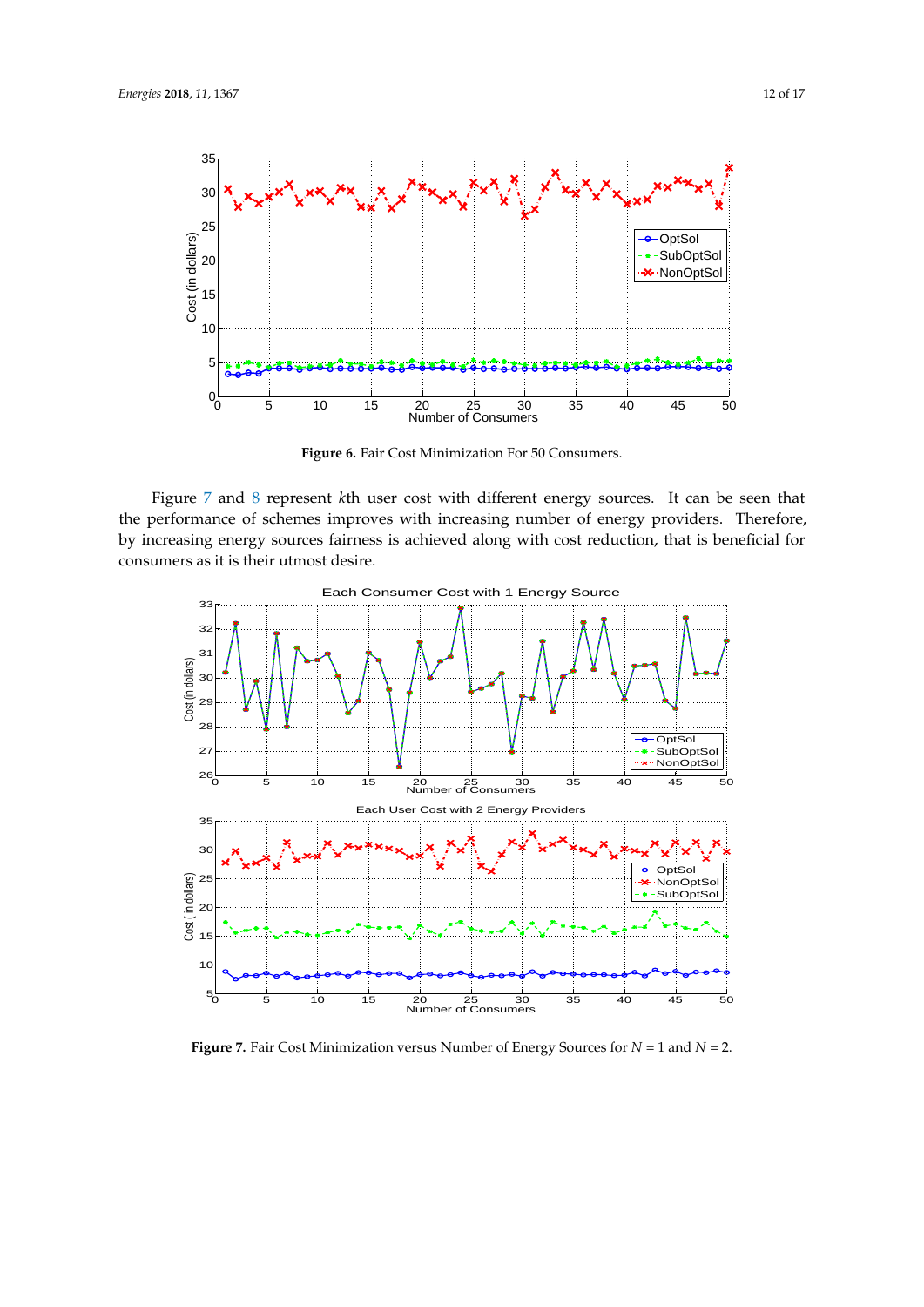**Figure 6.** Fair Cost Minimization For 50 Consumers.

Figure 7 and 8 represent $k$th user cost with different energy sources. It can be seen that the performance of schemes improves with increasing number of energy providers. Therefore, by increasing energy sources fairness is achieved along with cost reduction, that is beneficial for consumers as it is their utmost desire.

**Figure 7.** Fair Cost Minimization versus Number of Energy Sources for $N = 1$ and $N = 2$.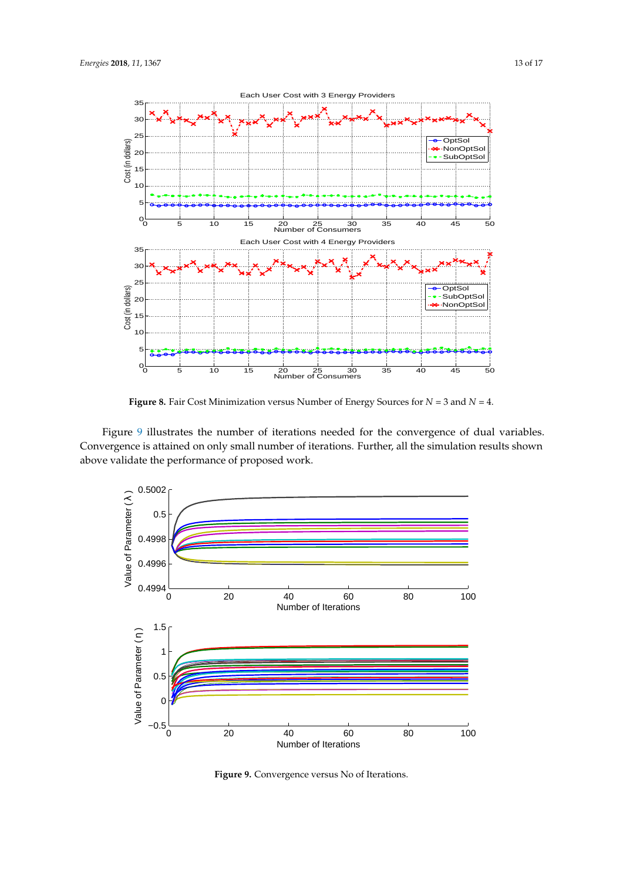**Figure 8.** Fair Cost Minimization versus Number of Energy Sources for $N = 3$ and $N = 4$.

Figure 9 illustrates the number of iterations needed for the convergence of dual variables. Convergence is attained on only small number of iterations. Further, all the simulation results shown above validate the performance of proposed work.

**Figure 9.** Convergence versus No of Iterations.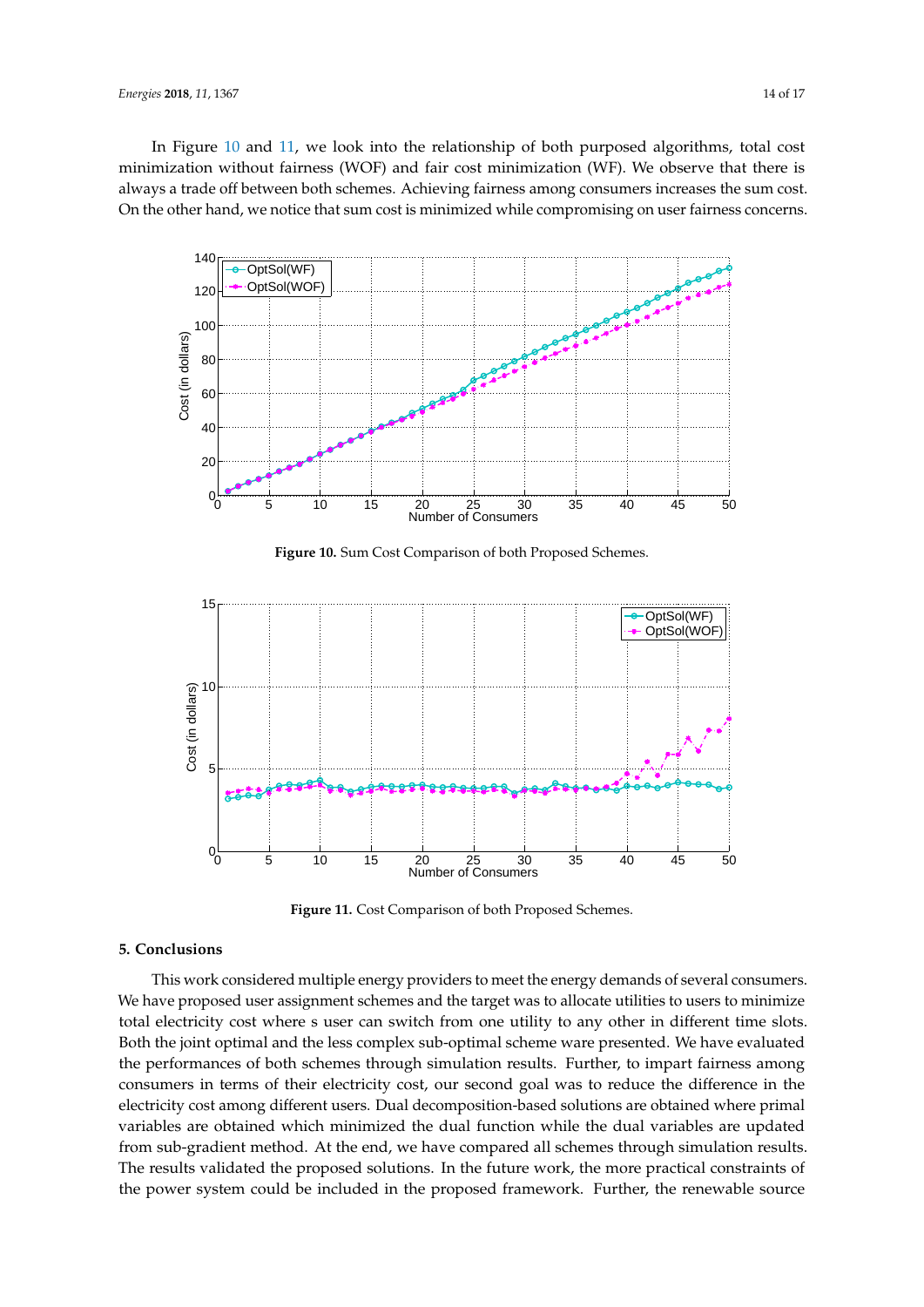In Figure 10 and 11, we look into the relationship of both purposed algorithms, total cost minimization without fairness (WOF) and fair cost minimization (WF). We observe that there is always a trade off between both schemes. Achieving fairness among consumers increases the sum cost. On the other hand, we notice that sum cost is minimized while compromising on user fairness concerns.

**Figure 10.** Sum Cost Comparison of both Proposed Schemes.

**Figure 11.** Cost Comparison of both Proposed Schemes.

## 5. Conclusions

This work considered multiple energy providers to meet the energy demands of several consumers. We have proposed user assignment schemes and the target was to allocate utilities to users to minimize total electricity cost where s user can switch from one utility to any other in different time slots. Both the joint optimal and the less complex sub-optimal scheme ware presented. We have evaluated the performances of both schemes through simulation results. Further, to impart fairness among consumers in terms of their electricity cost, our second goal was to reduce the difference in the electricity cost among different users. Dual decomposition-based solutions are obtained where primal variables are obtained which minimized the dual function while the dual variables are updated from sub-gradient method. At the end, we have compared all schemes through simulation results. The results validated the proposed solutions. In the future work, the more practical constraints of the power system could be included in the proposed framework. Further, the renewable source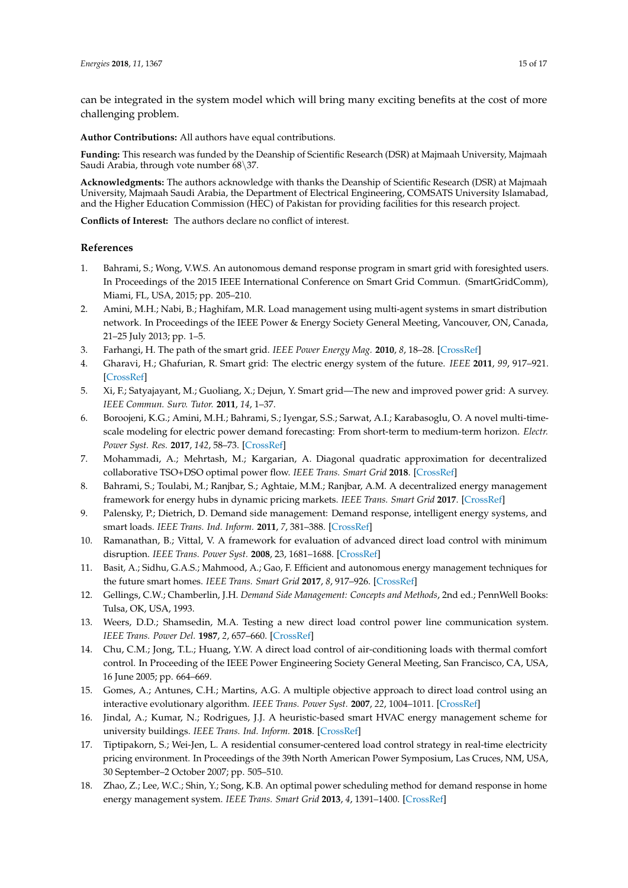can be integrated in the system model which will bring many exciting benefits at the cost of more challenging problem.

**Author Contributions:** All authors have equal contributions.

**Funding:** This research was funded by the Deanship of Scientific Research (DSR) at Majmaah University, Majmaah Saudi Arabia, through vote number 68\37.

**Acknowledgments:** The authors acknowledge with thanks the Deanship of Scientific Research (DSR) at Majmaah University, Majmaah Saudi Arabia, the Department of Electrical Engineering, COMSATS University Islamabad, and the Higher Education Commission (HEC) of Pakistan for providing facilities for this research project.

**Conflicts of Interest:** The authors declare no conflict of interest.

## References

1. Bahrami, S.; Wong, V.W.S. An autonomous demand response program in smart grid with foresighted users. In Proceedings of the 2015 IEEE International Conference on Smart Grid Commun. (SmartGridComm), Miami, FL, USA, 2015; pp. 205–210.
2. Amini, M.H.; Nabi, B.; Haghifam, M.R. Load management using multi-agent systems in smart distribution network. In Proceedings of the IEEE Power & Energy Society General Meeting, Vancouver, ON, Canada, 21–25 July 2013; pp. 1–5.
3. Farhangi, H. The path of the smart grid. *IEEE Power Energy Mag.* **2010**, *8*, 18–28. [CrossRef]
4. Gharavi, H.; Ghafurian, R. Smart grid: The electric energy system of the future. *IEEE* **2011**, *99*, 917–921. [CrossRef]
5. Xi, F.; Satyajayant, M.; Guoliang, X.; Dejun, Y. Smart grid—The new and improved power grid: A survey. *IEEE Commun. Surv. Tutor.* **2011**, *14*, 1–37.
6. Boroojeni, K.G.; Amini, M.H.; Bahrami, S.; Iyengar, S.S.; Sarwat, A.I.; Karabasoglu, O. A novel multi-time-scale modeling for electric power demand forecasting: From short-term to medium-term horizon. *Electr. Power Syst. Res.* **2017**, *142*, 58–73. [CrossRef]
7. Mohammadi, A.; Mehrtash, M.; Kargarian, A. Diagonal quadratic approximation for decentralized collaborative TSO+DSO optimal power flow. *IEEE Trans. Smart Grid* **2018**. [CrossRef]
8. Bahrami, S.; Toulabi, M.; Ranjbar, S.; Aghtaie, M.M.; Ranjbar, A.M. A decentralized energy management framework for energy hubs in dynamic pricing markets. *IEEE Trans. Smart Grid* **2017**. [CrossRef]
9. Palensky, P.; Dietrich, D. Demand side management: Demand response, intelligent energy systems, and smart loads. *IEEE Trans. Ind. Inform.* **2011**, *7*, 381–388. [CrossRef]
10. Ramanathan, B.; Vittal, V. A framework for evaluation of advanced direct load control with minimum disruption. *IEEE Trans. Power Syst.* **2008**, 23, 1681–1688. [CrossRef]
11. Basit, A.; Sidhu, G.A.S.; Mahmood, A.; Gao, F. Efficient and autonomous energy management techniques for the future smart homes. *IEEE Trans. Smart Grid* **2017**, *8*, 917–926. [CrossRef]
12. Gellings, C.W.; Chamberlin, J.H. *Demand Side Management: Concepts and Methods*, 2nd ed.; PennWell Books: Tulsa, OK, USA, 1993.
13. Weers, D.D.; Shamsedin, M.A. Testing a new direct load control power line communication system. *IEEE Trans. Power Del.* **1987**, *2*, 657–660. [CrossRef]
14. Chu, C.M.; Jong, T.L.; Huang, Y.W. A direct load control of air-conditioning loads with thermal comfort control. In Proceeding of the IEEE Power Engineering Society General Meeting, San Francisco, CA, USA, 16 June 2005; pp. 664–669.
15. Gomes, A.; Antunes, C.H.; Martins, A.G. A multiple objective approach to direct load control using an interactive evolutionary algorithm. *IEEE Trans. Power Syst.* **2007**, *22*, 1004–1011. [CrossRef]
16. Jindal, A.; Kumar, N.; Rodrigues, J.J. A heuristic-based smart HVAC energy management scheme for university buildings. *IEEE Trans. Ind. Inform.* **2018**. [CrossRef]
17. Tiptipakorn, S.; Wei-Jen, L. A residential consumer-centered load control strategy in real-time electricity pricing environment. In Proceedings of the 39th North American Power Symposium, Las Cruces, NM, USA, 30 September–2 October 2007; pp. 505–510.
18. Zhao, Z.; Lee, W.C.; Shin, Y.; Song, K.B. An optimal power scheduling method for demand response in home energy management system. *IEEE Trans. Smart Grid* **2013**, *4*, 1391–1400. [CrossRef]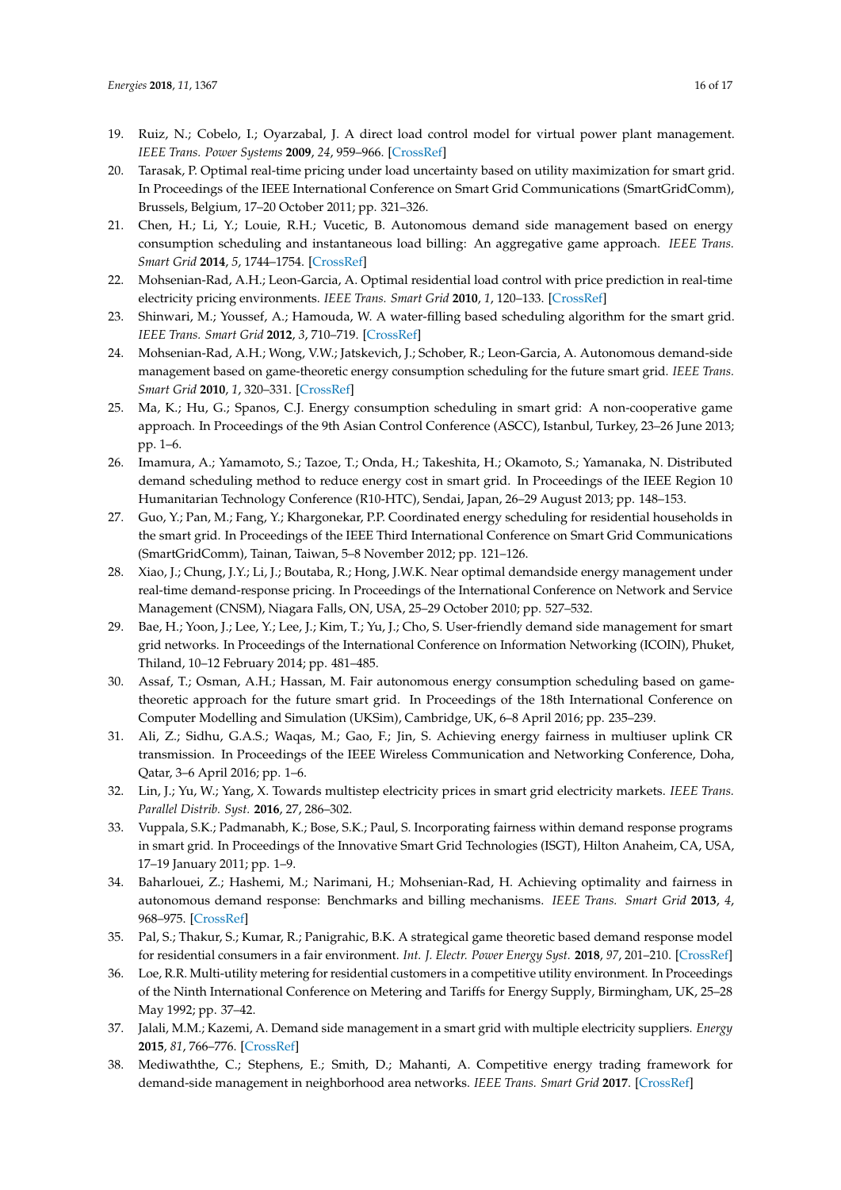19. Ruiz, N.; Cobelo, I.; Oyarzabal, J. A direct load control model for virtual power plant management. *IEEE Trans. Power Systems* **2009**, *24*, 959–966. [CrossRef]
20. Tarasak, P. Optimal real-time pricing under load uncertainty based on utility maximization for smart grid. In Proceedings of the IEEE International Conference on Smart Grid Communications (SmartGridComm), Brussels, Belgium, 17–20 October 2011; pp. 321–326.
21. Chen, H.; Li, Y.; Louie, R.H.; Vucetic, B. Autonomous demand side management based on energy consumption scheduling and instantaneous load billing: An aggregative game approach. *IEEE Trans. Smart Grid* **2014**, *5*, 1744–1754. [CrossRef]
22. Mohsenian-Rad, A.H.; Leon-Garcia, A. Optimal residential load control with price prediction in real-time electricity pricing environments. *IEEE Trans. Smart Grid* **2010**, *1*, 120–133. [CrossRef]
23. Shinwari, M.; Youssef, A.; Hamouda, W. A water-filling based scheduling algorithm for the smart grid. *IEEE Trans. Smart Grid* **2012**, *3*, 710–719. [CrossRef]
24. Mohsenian-Rad, A.H.; Wong, V.W.; Jatskevich, J.; Schober, R.; Leon-Garcia, A. Autonomous demand-side management based on game-theoretic energy consumption scheduling for the future smart grid. *IEEE Trans. Smart Grid* **2010**, *1*, 320–331. [CrossRef]
25. Ma, K.; Hu, G.; Spanos, C.J. Energy consumption scheduling in smart grid: A non-cooperative game approach. In Proceedings of the 9th Asian Control Conference (ASCC), Istanbul, Turkey, 23–26 June 2013; pp. 1–6.
26. Imamura, A.; Yamamoto, S.; Tazoe, T.; Onda, H.; Takeshita, H.; Okamoto, S.; Yamanaka, N. Distributed demand scheduling method to reduce energy cost in smart grid. In Proceedings of the IEEE Region 10 Humanitarian Technology Conference (R10-HTC), Sendai, Japan, 26–29 August 2013; pp. 148–153.
27. Guo, Y.; Pan, M.; Fang, Y.; Khargonekar, P.P. Coordinated energy scheduling for residential households in the smart grid. In Proceedings of the IEEE Third International Conference on Smart Grid Communications (SmartGridComm), Tainan, Taiwan, 5–8 November 2012; pp. 121–126.
28. Xiao, J.; Chung, J.Y.; Li, J.; Boutaba, R.; Hong, J.W.K. Near optimal demandside energy management under real-time demand-response pricing. In Proceedings of the International Conference on Network and Service Management (CNSM), Niagara Falls, ON, USA, 25–29 October 2010; pp. 527–532.
29. Bae, H.; Yoon, J.; Lee, Y.; Lee, J.; Kim, T.; Yu, J.; Cho, S. User-friendly demand side management for smart grid networks. In Proceedings of the International Conference on Information Networking (ICOIN), Phuket, Thiland, 10–12 February 2014; pp. 481–485.
30. Assaf, T.; Osman, A.H.; Hassan, M. Fair autonomous energy consumption scheduling based on game-theoretic approach for the future smart grid. In Proceedings of the 18th International Conference on Computer Modelling and Simulation (UKSim), Cambridge, UK, 6–8 April 2016; pp. 235–239.
31. Ali, Z.; Sidhu, G.A.S.; Waqas, M.; Gao, F.; Jin, S. Achieving energy fairness in multiuser uplink CR transmission. In Proceedings of the IEEE Wireless Communication and Networking Conference, Doha, Qatar, 3–6 April 2016; pp. 1–6.
32. Lin, J.; Yu, W.; Yang, X. Towards multistep electricity prices in smart grid electricity markets. *IEEE Trans. Parallel Distrib. Syst.* **2016**, 27, 286–302.
33. Vuppala, S.K.; Padmanabh, K.; Bose, S.K.; Paul, S. Incorporating fairness within demand response programs in smart grid. In Proceedings of the Innovative Smart Grid Technologies (ISGT), Hilton Anaheim, CA, USA, 17–19 January 2011; pp. 1–9.
34. Baharlouei, Z.; Hashemi, M.; Narimani, H.; Mohsenian-Rad, H. Achieving optimality and fairness in autonomous demand response: Benchmarks and billing mechanisms. *IEEE Trans. Smart Grid* **2013**, *4*, 968–975. [CrossRef]
35. Pal, S.; Thakur, S.; Kumar, R.; Panigrahic, B.K. A strategical game theoretic based demand response model for residential consumers in a fair environment. *Int. J. Electr. Power Energy Syst.* **2018**, *97*, 201–210. [CrossRef]
36. Loe, R.R. Multi-utility metering for residential customers in a competitive utility environment. In Proceedings of the Ninth International Conference on Metering and Tariffs for Energy Supply, Birmingham, UK, 25–28 May 1992; pp. 37–42.
37. Jalali, M.M.; Kazemi, A. Demand side management in a smart grid with multiple electricity suppliers. *Energy* **2015**, *81*, 766–776. [CrossRef]
38. Mediwaththe, C.; Stephens, E.; Smith, D.; Mahanti, A. Competitive energy trading framework for demand-side management in neighborhood area networks. *IEEE Trans. Smart Grid* **2017**. [CrossRef]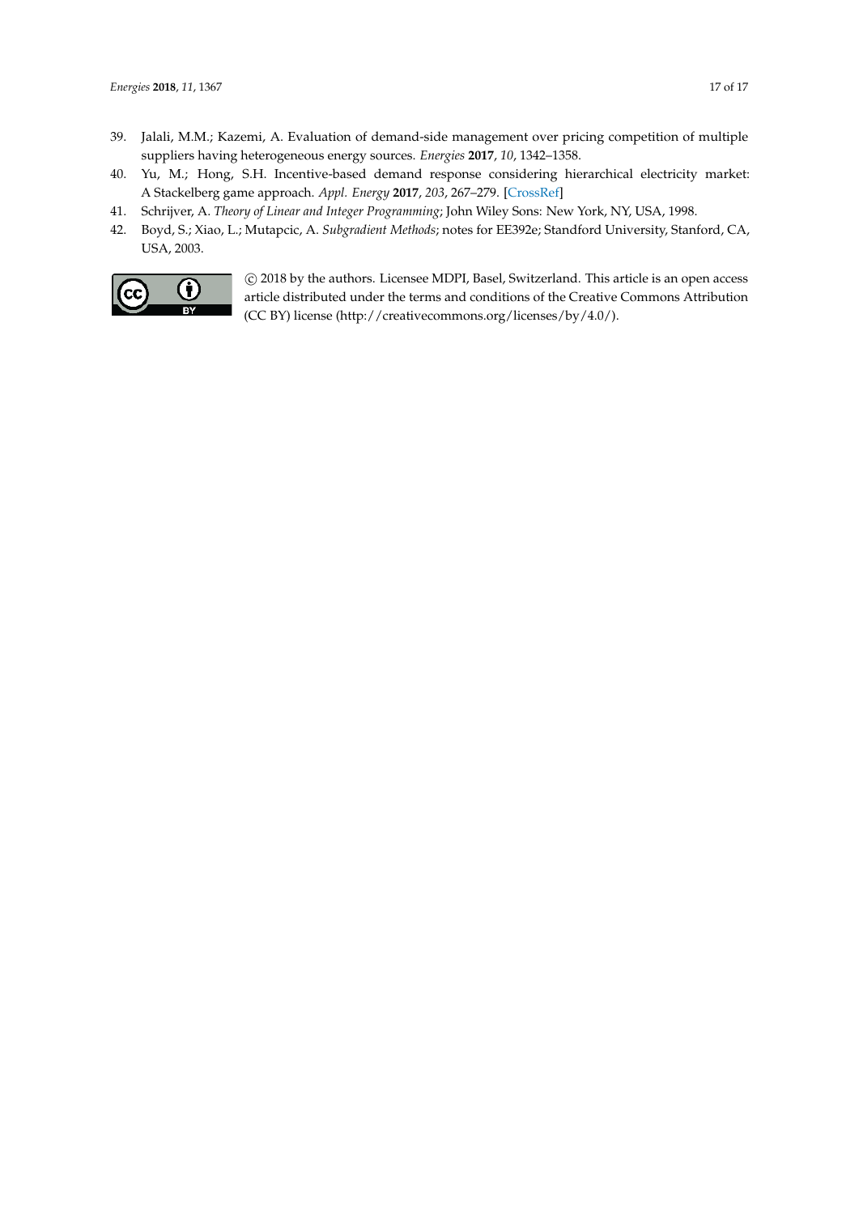39. Jalali, M.M.; Kazemi, A. Evaluation of demand-side management over pricing competition of multiple suppliers having heterogeneous energy sources. *Energies* **2017**, *10*, 1342–1358.
40. Yu, M.; Hong, S.H. Incentive-based demand response considering hierarchical electricity market: A Stackelberg game approach. *Appl. Energy* **2017**, *203*, 267–279. [CrossRef]
41. Schrijver, A. *Theory of Linear and Integer Programming*; John Wiley Sons: New York, NY, USA, 1998.
42. Boyd, S.; Xiao, L.; Mutapcic, A. *Subgradient Methods*; notes for EE392e; Standford University, Stanford, CA, USA, 2003.

© 2018 by the authors. Licensee MDPI, Basel, Switzerland. This article is an open access article distributed under the terms and conditions of the Creative Commons Attribution (CC BY) license (http://creativecommons.org/licenses/by/4.0/).